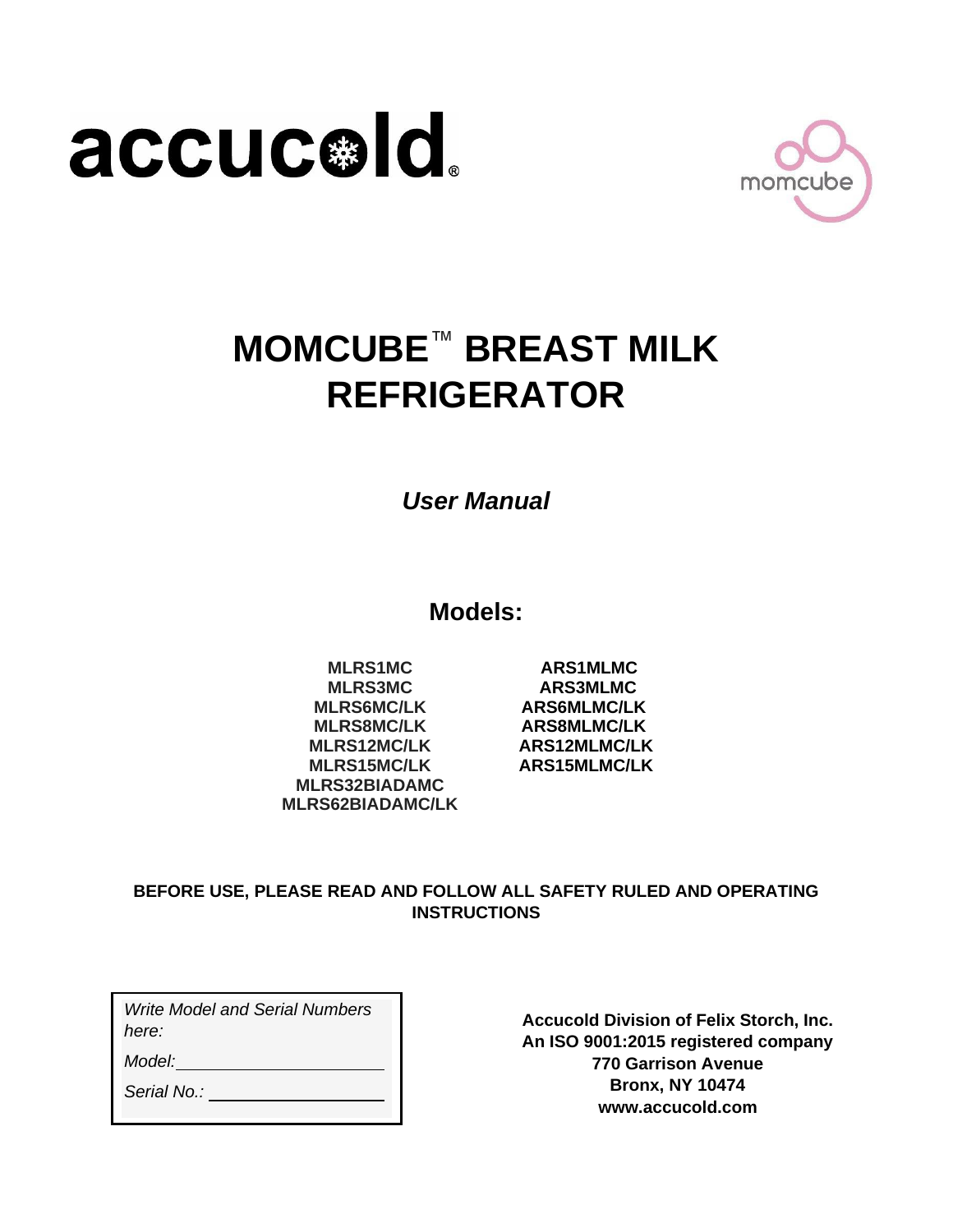accucold®

momcube

# MOMCUBE™ BREAST MILK REFRIGERATOR

***User Manual***

## Models:

**MLRS1MC**
**MLRS3MC**
**MLRS6MC/LK**
**MLRS8MC/LK**
**MLRS12MC/LK**
**MLRS15MC/LK**
**MLRS32BIADAMC**
**MLRS62BIADAMC/LK**

**ARS1MLMC**
**ARS3MLMC**
**ARS6MLMC/LK**
**ARS8MLMC/LK**
**ARS12MLMC/LK**
**ARS15MLMC/LK**

**BEFORE USE, PLEASE READ AND FOLLOW ALL SAFETY RULED AND OPERATING INSTRUCTIONS**

*Write Model and Serial Numbers here:*

*Model:* ____________________

*Serial No.:* ____________________

**Accucold Division of Felix Storch, Inc.**
**An ISO 9001:2015 registered company**
**770 Garrison Avenue**
**Bronx, NY 10474**
**www.accucold.com**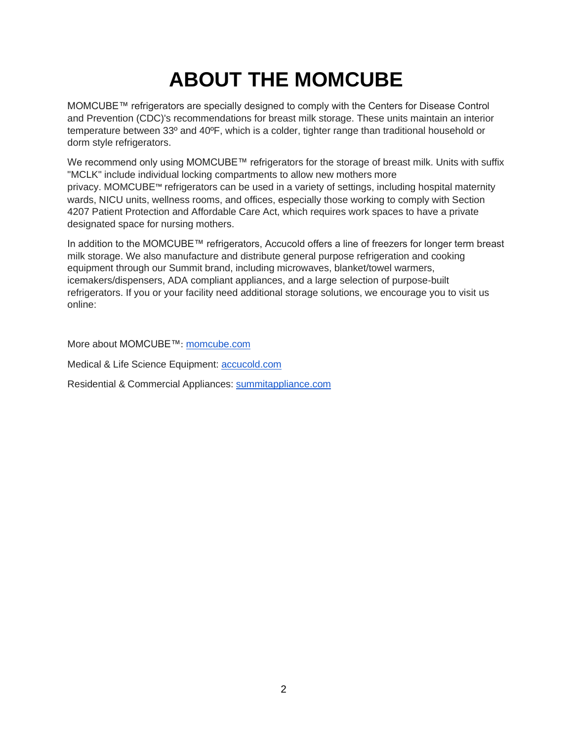# ABOUT THE MOMCUBE

MOMCUBE™ refrigerators are specially designed to comply with the Centers for Disease Control and Prevention (CDC)'s recommendations for breast milk storage. These units maintain an interior temperature between 33º and 40ºF, which is a colder, tighter range than traditional household or dorm style refrigerators.

We recommend only using MOMCUBE™ refrigerators for the storage of breast milk. Units with suffix "MCLK" include individual locking compartments to allow new mothers more privacy. MOMCUBE™ refrigerators can be used in a variety of settings, including hospital maternity wards, NICU units, wellness rooms, and offices, especially those working to comply with Section 4207 Patient Protection and Affordable Care Act, which requires work spaces to have a private designated space for nursing mothers.

In addition to the MOMCUBE™ refrigerators, Accucold offers a line of freezers for longer term breast milk storage. We also manufacture and distribute general purpose refrigeration and cooking equipment through our Summit brand, including microwaves, blanket/towel warmers, icemakers/dispensers, ADA compliant appliances, and a large selection of purpose-built refrigerators. If you or your facility need additional storage solutions, we encourage you to visit us online:

More about MOMCUBE™: momcube.com

Medical & Life Science Equipment: accucold.com

Residential & Commercial Appliances: summitappliance.com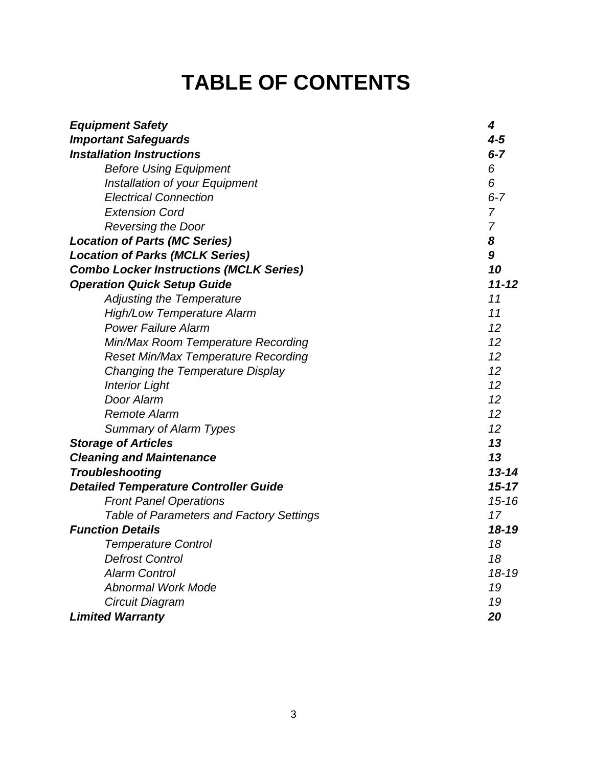# TABLE OF CONTENTS

| | |
|---|---|
| ***Equipment Safety*** | ***4*** |
| ***Important Safeguards*** | ***4-5*** |
| ***Installation Instructions*** | ***6-7*** |
| *Before Using Equipment* | *6* |
| *Installation of your Equipment* | *6* |
| *Electrical Connection* | *6-7* |
| *Extension Cord* | *7* |
| *Reversing the Door* | *7* |
| ***Location of Parts (MC Series)*** | ***8*** |
| ***Location of Parks (MCLK Series)*** | ***9*** |
| ***Combo Locker Instructions (MCLK Series)*** | ***10*** |
| ***Operation Quick Setup Guide*** | ***11-12*** |
| *Adjusting the Temperature* | *11* |
| *High/Low Temperature Alarm* | *11* |
| *Power Failure Alarm* | *12* |
| *Min/Max Room Temperature Recording* | *12* |
| *Reset Min/Max Temperature Recording* | *12* |
| *Changing the Temperature Display* | *12* |
| *Interior Light* | *12* |
| *Door Alarm* | *12* |
| *Remote Alarm* | *12* |
| *Summary of Alarm Types* | *12* |
| ***Storage of Articles*** | ***13*** |
| ***Cleaning and Maintenance*** | ***13*** |
| ***Troubleshooting*** | ***13-14*** |
| ***Detailed Temperature Controller Guide*** | ***15-17*** |
| *Front Panel Operations* | *15-16* |
| *Table of Parameters and Factory Settings* | *17* |
| ***Function Details*** | ***18-19*** |
| *Temperature Control* | *18* |
| *Defrost Control* | *18* |
| *Alarm Control* | *18-19* |
| *Abnormal Work Mode* | *19* |
| *Circuit Diagram* | *19* |
| ***Limited Warranty*** | ***20*** |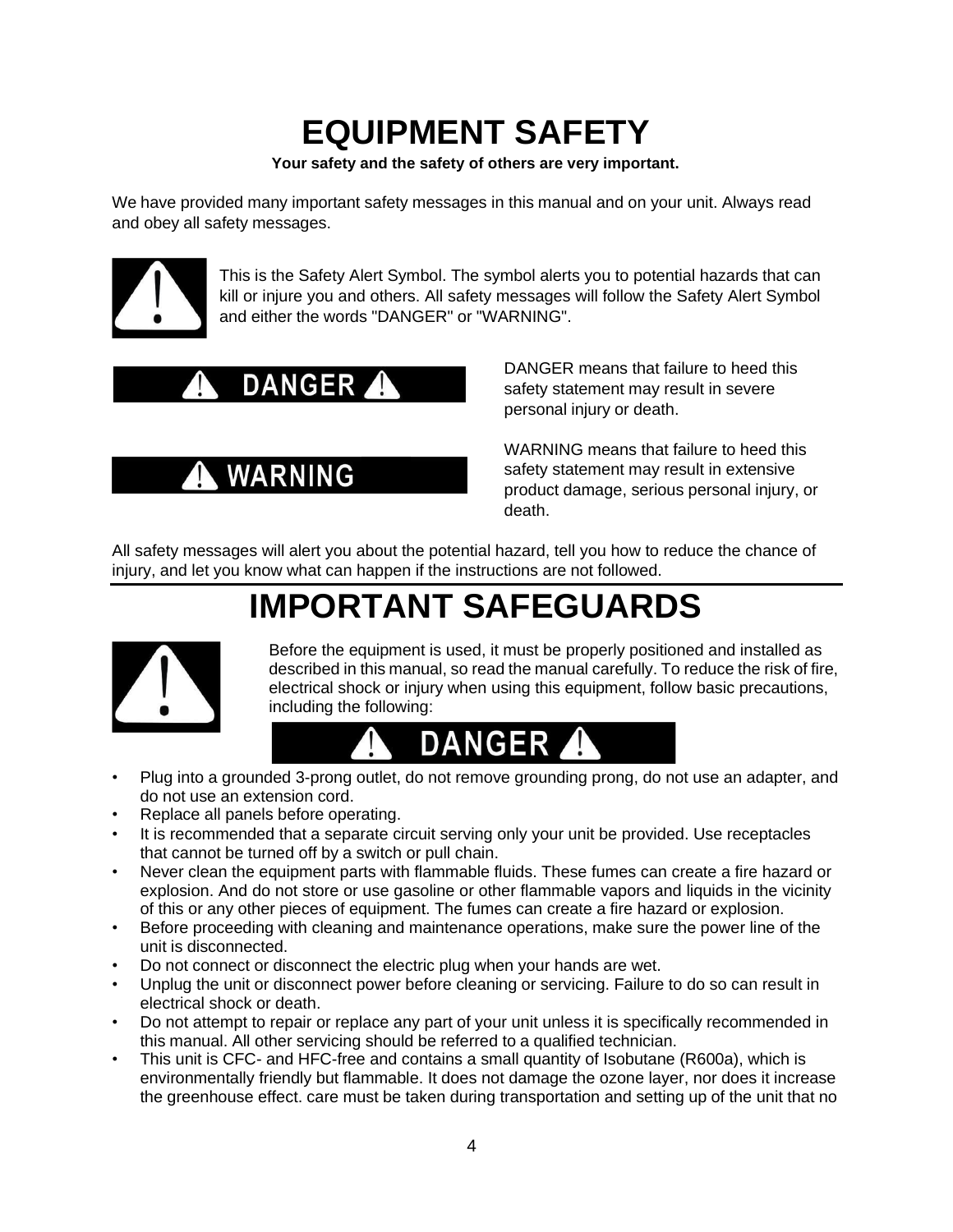# EQUIPMENT SAFETY

**Your safety and the safety of others are very important.**

We have provided many important safety messages in this manual and on your unit. Always read and obey all safety messages.

This is the Safety Alert Symbol. The symbol alerts you to potential hazards that can kill or injure you and others. All safety messages will follow the Safety Alert Symbol and either the words "DANGER" or "WARNING".

**⚠ DANGER ⚠**

DANGER means that failure to heed this safety statement may result in severe personal injury or death.

**⚠ WARNING**

WARNING means that failure to heed this safety statement may result in extensive product damage, serious personal injury, or death.

All safety messages will alert you about the potential hazard, tell you how to reduce the chance of injury, and let you know what can happen if the instructions are not followed.

# IMPORTANT SAFEGUARDS

Before the equipment is used, it must be properly positioned and installed as described in this manual, so read the manual carefully. To reduce the risk of fire, electrical shock or injury when using this equipment, follow basic precautions, including the following:

**⚠ DANGER ⚠**

- Plug into a grounded 3-prong outlet, do not remove grounding prong, do not use an adapter, and do not use an extension cord.
- Replace all panels before operating.
- It is recommended that a separate circuit serving only your unit be provided. Use receptacles that cannot be turned off by a switch or pull chain.
- Never clean the equipment parts with flammable fluids. These fumes can create a fire hazard or explosion. And do not store or use gasoline or other flammable vapors and liquids in the vicinity of this or any other pieces of equipment. The fumes can create a fire hazard or explosion.
- Before proceeding with cleaning and maintenance operations, make sure the power line of the unit is disconnected.
- Do not connect or disconnect the electric plug when your hands are wet.
- Unplug the unit or disconnect power before cleaning or servicing. Failure to do so can result in electrical shock or death.
- Do not attempt to repair or replace any part of your unit unless it is specifically recommended in this manual. All other servicing should be referred to a qualified technician.
- This unit is CFC- and HFC-free and contains a small quantity of Isobutane (R600a), which is environmentally friendly but flammable. It does not damage the ozone layer, nor does it increase the greenhouse effect. care must be taken during transportation and setting up of the unit that no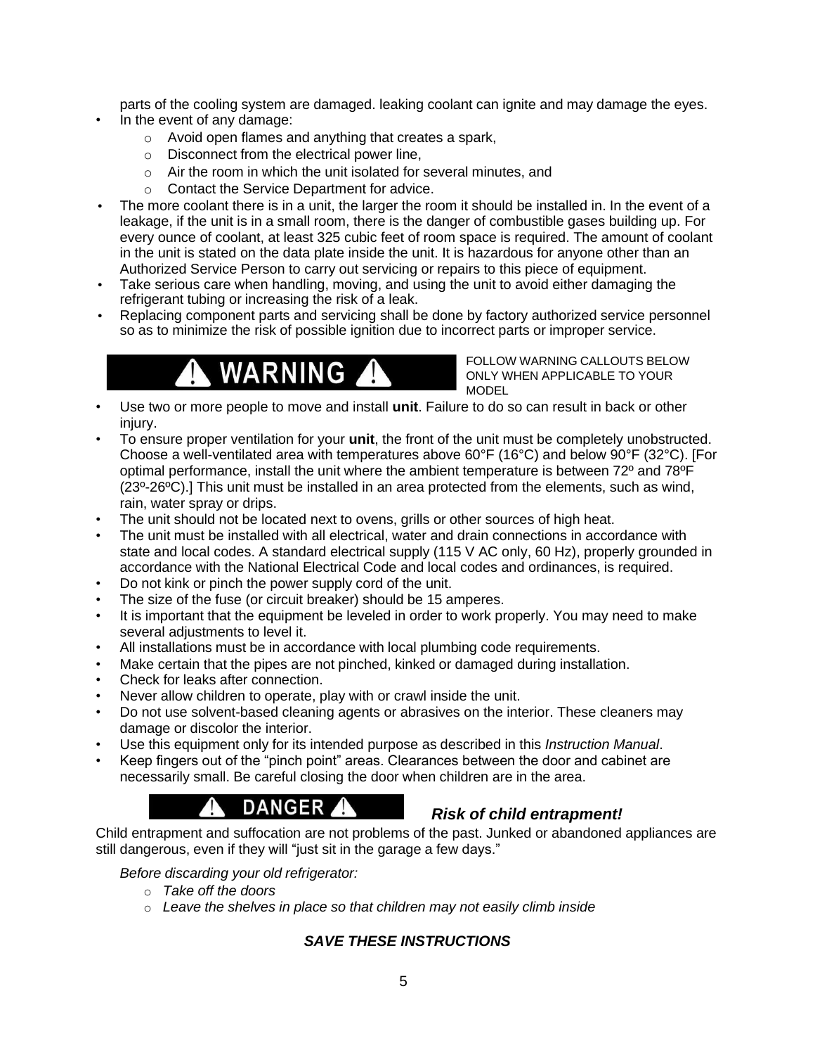parts of the cooling system are damaged. leaking coolant can ignite and may damage the eyes.

- In the event of any damage:
  - Avoid open flames and anything that creates a spark,
  - Disconnect from the electrical power line,
  - Air the room in which the unit isolated for several minutes, and
  - Contact the Service Department for advice.
- The more coolant there is in a unit, the larger the room it should be installed in. In the event of a leakage, if the unit is in a small room, there is the danger of combustible gases building up. For every ounce of coolant, at least 325 cubic feet of room space is required. The amount of coolant in the unit is stated on the data plate inside the unit. It is hazardous for anyone other than an Authorized Service Person to carry out servicing or repairs to this piece of equipment.
- Take serious care when handling, moving, and using the unit to avoid either damaging the refrigerant tubing or increasing the risk of a leak.
- Replacing component parts and servicing shall be done by factory authorized service personnel so as to minimize the risk of possible ignition due to incorrect parts or improper service.

## ⚠ WARNING ⚠

FOLLOW WARNING CALLOUTS BELOW ONLY WHEN APPLICABLE TO YOUR MODEL

- Use two or more people to move and install **unit**. Failure to do so can result in back or other injury.
- To ensure proper ventilation for your **unit**, the front of the unit must be completely unobstructed. Choose a well-ventilated area with temperatures above 60°F (16°C) and below 90°F (32°C). [For optimal performance, install the unit where the ambient temperature is between 72º and 78ºF (23º-26ºC).] This unit must be installed in an area protected from the elements, such as wind, rain, water spray or drips.
- The unit should not be located next to ovens, grills or other sources of high heat.
- The unit must be installed with all electrical, water and drain connections in accordance with state and local codes. A standard electrical supply (115 V AC only, 60 Hz), properly grounded in accordance with the National Electrical Code and local codes and ordinances, is required.
- Do not kink or pinch the power supply cord of the unit.
- The size of the fuse (or circuit breaker) should be 15 amperes.
- It is important that the equipment be leveled in order to work properly. You may need to make several adjustments to level it.
- All installations must be in accordance with local plumbing code requirements.
- Make certain that the pipes are not pinched, kinked or damaged during installation.
- Check for leaks after connection.
- Never allow children to operate, play with or crawl inside the unit.
- Do not use solvent-based cleaning agents or abrasives on the interior. These cleaners may damage or discolor the interior.
- Use this equipment only for its intended purpose as described in this *Instruction Manual*.
- Keep fingers out of the "pinch point" areas. Clearances between the door and cabinet are necessarily small. Be careful closing the door when children are in the area.

## ⚠ DANGER ⚠ ***Risk of child entrapment!***

Child entrapment and suffocation are not problems of the past. Junked or abandoned appliances are still dangerous, even if they will "just sit in the garage a few days."

*Before discarding your old refrigerator:*

- *Take off the doors*
- *Leave the shelves in place so that children may not easily climb inside*

***SAVE THESE INSTRUCTIONS***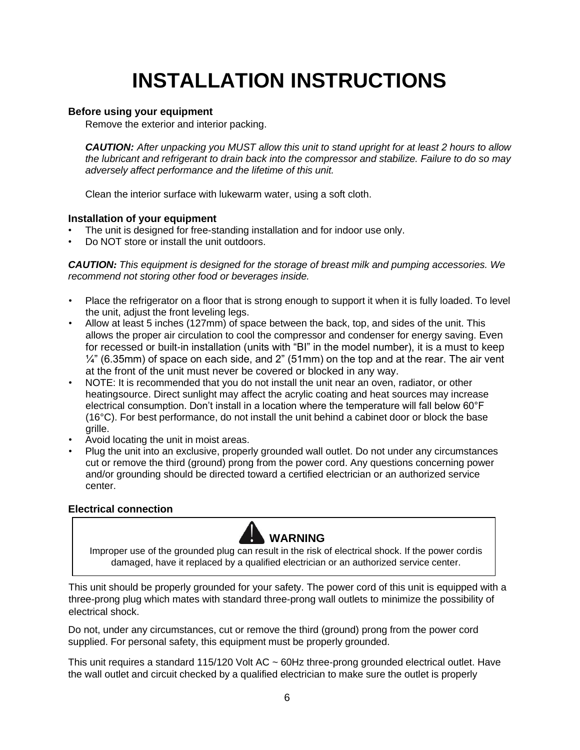# INSTALLATION INSTRUCTIONS

### Before using your equipment

Remove the exterior and interior packing.

***CAUTION:*** *After unpacking you MUST allow this unit to stand upright for at least 2 hours to allow the lubricant and refrigerant to drain back into the compressor and stabilize. Failure to do so may adversely affect performance and the lifetime of this unit.*

Clean the interior surface with lukewarm water, using a soft cloth.

### Installation of your equipment

- The unit is designed for free-standing installation and for indoor use only.
- Do NOT store or install the unit outdoors.

***CAUTION:*** *This equipment is designed for the storage of breast milk and pumping accessories. We recommend not storing other food or beverages inside.*

- Place the refrigerator on a floor that is strong enough to support it when it is fully loaded. To level the unit, adjust the front leveling legs.
- Allow at least 5 inches (127mm) of space between the back, top, and sides of the unit. This allows the proper air circulation to cool the compressor and condenser for energy saving. Even for recessed or built-in installation (units with "BI" in the model number), it is a must to keep ¼" (6.35mm) of space on each side, and 2" (51mm) on the top and at the rear. The air vent at the front of the unit must never be covered or blocked in any way.
- NOTE: It is recommended that you do not install the unit near an oven, radiator, or other heatingsource. Direct sunlight may affect the acrylic coating and heat sources may increase electrical consumption. Don't install in a location where the temperature will fall below 60°F (16°C). For best performance, do not install the unit behind a cabinet door or block the base grille.
- Avoid locating the unit in moist areas.
- Plug the unit into an exclusive, properly grounded wall outlet. Do not under any circumstances cut or remove the third (ground) prong from the power cord. Any questions concerning power and/or grounding should be directed toward a certified electrician or an authorized service center.

### Electrical connection

> **⚠ WARNING**
>
> Improper use of the grounded plug can result in the risk of electrical shock. If the power cordis damaged, have it replaced by a qualified electrician or an authorized service center.

This unit should be properly grounded for your safety. The power cord of this unit is equipped with a three-prong plug which mates with standard three-prong wall outlets to minimize the possibility of electrical shock.

Do not, under any circumstances, cut or remove the third (ground) prong from the power cord supplied. For personal safety, this equipment must be properly grounded.

This unit requires a standard 115/120 Volt AC ~ 60Hz three-prong grounded electrical outlet. Have the wall outlet and circuit checked by a qualified electrician to make sure the outlet is properly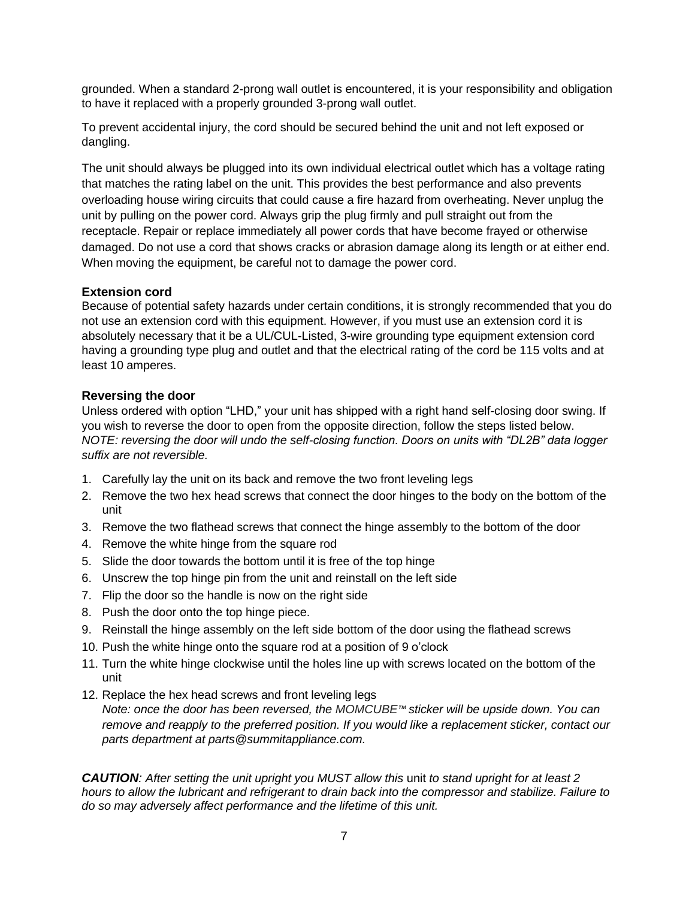grounded. When a standard 2-prong wall outlet is encountered, it is your responsibility and obligation to have it replaced with a properly grounded 3-prong wall outlet.

To prevent accidental injury, the cord should be secured behind the unit and not left exposed or dangling.

The unit should always be plugged into its own individual electrical outlet which has a voltage rating that matches the rating label on the unit. This provides the best performance and also prevents overloading house wiring circuits that could cause a fire hazard from overheating. Never unplug the unit by pulling on the power cord. Always grip the plug firmly and pull straight out from the receptacle. Repair or replace immediately all power cords that have become frayed or otherwise damaged. Do not use a cord that shows cracks or abrasion damage along its length or at either end. When moving the equipment, be careful not to damage the power cord.

### Extension cord

Because of potential safety hazards under certain conditions, it is strongly recommended that you do not use an extension cord with this equipment. However, if you must use an extension cord it is absolutely necessary that it be a UL/CUL-Listed, 3-wire grounding type equipment extension cord having a grounding type plug and outlet and that the electrical rating of the cord be 115 volts and at least 10 amperes.

### Reversing the door

Unless ordered with option "LHD," your unit has shipped with a right hand self-closing door swing. If you wish to reverse the door to open from the opposite direction, follow the steps listed below. *NOTE: reversing the door will undo the self-closing function. Doors on units with "DL2B" data logger suffix are not reversible.*

1. Carefully lay the unit on its back and remove the two front leveling legs
2. Remove the two hex head screws that connect the door hinges to the body on the bottom of the unit
3. Remove the two flathead screws that connect the hinge assembly to the bottom of the door
4. Remove the white hinge from the square rod
5. Slide the door towards the bottom until it is free of the top hinge
6. Unscrew the top hinge pin from the unit and reinstall on the left side
7. Flip the door so the handle is now on the right side
8. Push the door onto the top hinge piece.
9. Reinstall the hinge assembly on the left side bottom of the door using the flathead screws
10. Push the white hinge onto the square rod at a position of 9 o'clock
11. Turn the white hinge clockwise until the holes line up with screws located on the bottom of the unit
12. Replace the hex head screws and front leveling legs
    *Note: once the door has been reversed, the MOMCUBE™ sticker will be upside down. You can remove and reapply to the preferred position. If you would like a replacement sticker, contact our parts department at parts@summitappliance.com.*

***CAUTION****: After setting the unit upright you MUST allow this unit to stand upright for at least 2 hours to allow the lubricant and refrigerant to drain back into the compressor and stabilize. Failure to do so may adversely affect performance and the lifetime of this unit.*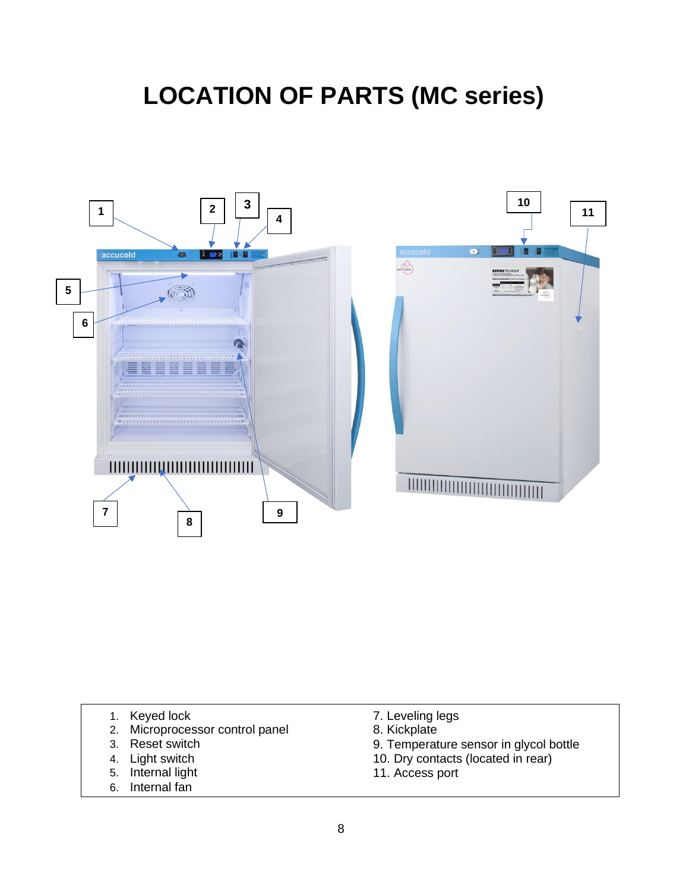# LOCATION OF PARTS (MC series)

1. Keyed lock
2. Microprocessor control panel
3. Reset switch
4. Light switch
5. Internal light
6. Internal fan
7. Leveling legs
8. Kickplate
9. Temperature sensor in glycol bottle
10. Dry contacts (located in rear)
11. Access port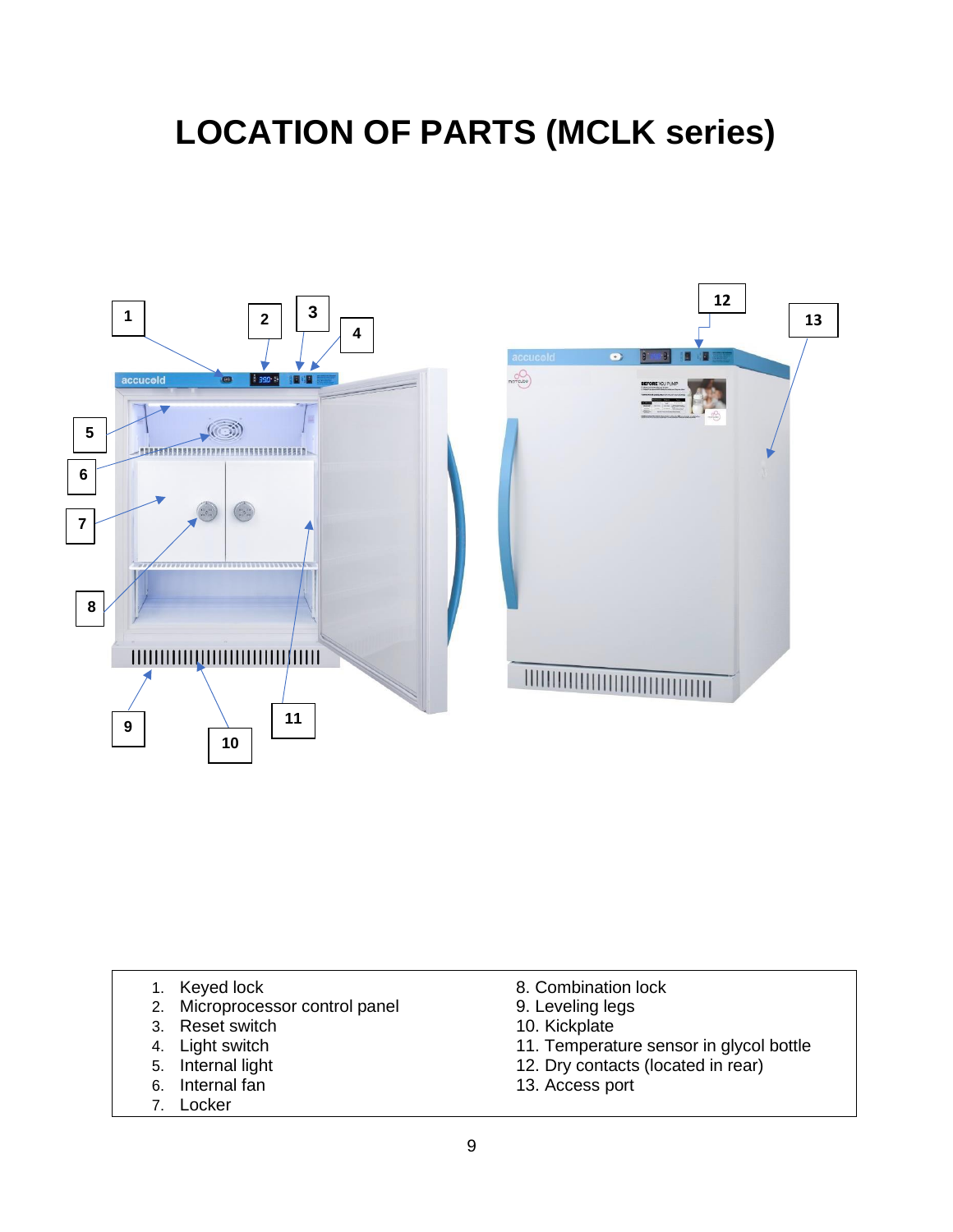# LOCATION OF PARTS (MCLK series)

1. Keyed lock
2. Microprocessor control panel
3. Reset switch
4. Light switch
5. Internal light
6. Internal fan
7. Locker
8. Combination lock
9. Leveling legs
10. Kickplate
11. Temperature sensor in glycol bottle
12. Dry contacts (located in rear)
13. Access port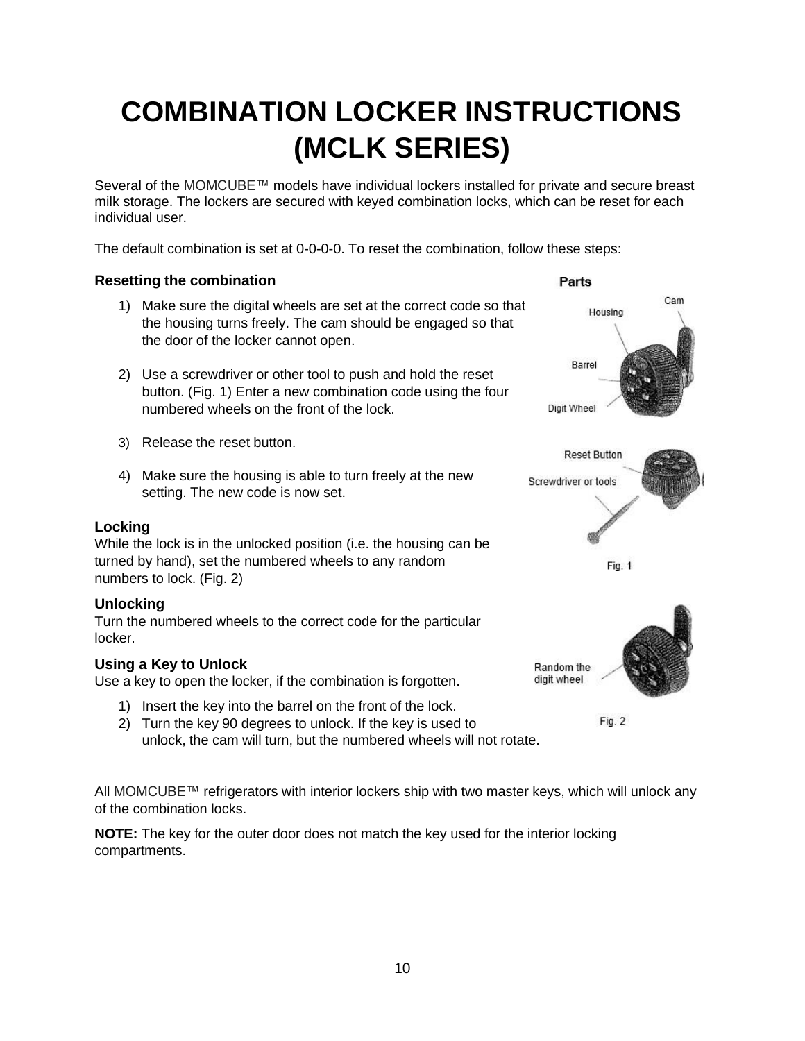# COMBINATION LOCKER INSTRUCTIONS (MCLK SERIES)

Several of the MOMCUBE™ models have individual lockers installed for private and secure breast milk storage. The lockers are secured with keyed combination locks, which can be reset for each individual user.

The default combination is set at 0-0-0-0. To reset the combination, follow these steps:

### Resetting the combination

1) Make sure the digital wheels are set at the correct code so that the housing turns freely. The cam should be engaged so that the door of the locker cannot open.

2) Use a screwdriver or other tool to push and hold the reset button. (Fig. 1) Enter a new combination code using the four numbered wheels on the front of the lock.

3) Release the reset button.

4) Make sure the housing is able to turn freely at the new setting. The new code is now set.

**Parts**

Housing, Cam, Barrel, Digit Wheel

Reset Button

Screwdriver or tools

Fig. 1

### Locking

While the lock is in the unlocked position (i.e. the housing can be turned by hand), set the numbered wheels to any random numbers to lock. (Fig. 2)

### Unlocking

Turn the numbered wheels to the correct code for the particular locker.

Random the digit wheel

Fig. 2

### Using a Key to Unlock

Use a key to open the locker, if the combination is forgotten.

1) Insert the key into the barrel on the front of the lock.
2) Turn the key 90 degrees to unlock. If the key is used to unlock, the cam will turn, but the numbered wheels will not rotate.

All MOMCUBE™ refrigerators with interior lockers ship with two master keys, which will unlock any of the combination locks.

**NOTE:** The key for the outer door does not match the key used for the interior locking compartments.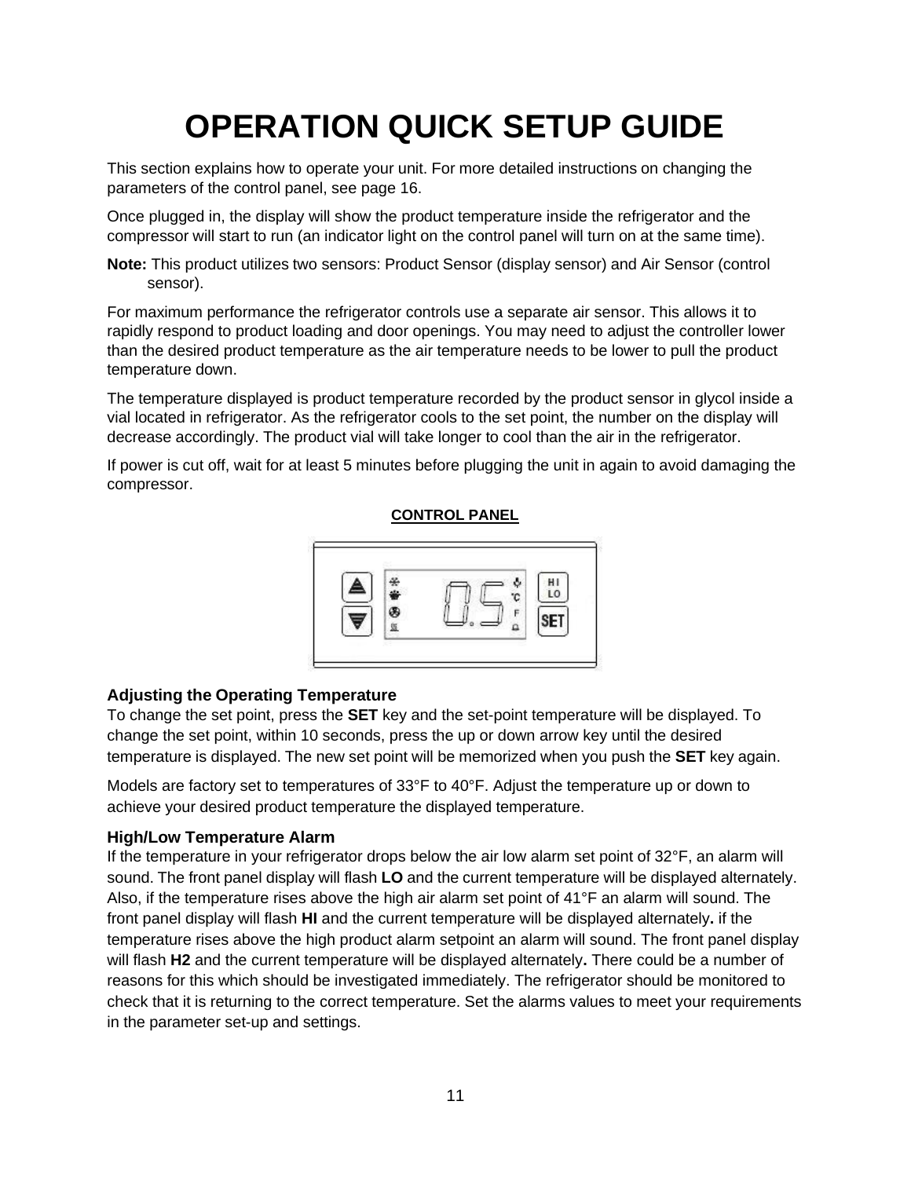# OPERATION QUICK SETUP GUIDE

This section explains how to operate your unit. For more detailed instructions on changing the parameters of the control panel, see page 16.

Once plugged in, the display will show the product temperature inside the refrigerator and the compressor will start to run (an indicator light on the control panel will turn on at the same time).

**Note:** This product utilizes two sensors: Product Sensor (display sensor) and Air Sensor (control sensor).

For maximum performance the refrigerator controls use a separate air sensor. This allows it to rapidly respond to product loading and door openings. You may need to adjust the controller lower than the desired product temperature as the air temperature needs to be lower to pull the product temperature down.

The temperature displayed is product temperature recorded by the product sensor in glycol inside a vial located in refrigerator. As the refrigerator cools to the set point, the number on the display will decrease accordingly. The product vial will take longer to cool than the air in the refrigerator.

If power is cut off, wait for at least 5 minutes before plugging the unit in again to avoid damaging the compressor.

**CONTROL PANEL**

### Adjusting the Operating Temperature

To change the set point, press the **SET** key and the set-point temperature will be displayed. To change the set point, within 10 seconds, press the up or down arrow key until the desired temperature is displayed. The new set point will be memorized when you push the **SET** key again.

Models are factory set to temperatures of 33°F to 40°F. Adjust the temperature up or down to achieve your desired product temperature the displayed temperature.

### High/Low Temperature Alarm

If the temperature in your refrigerator drops below the air low alarm set point of 32°F, an alarm will sound. The front panel display will flash **LO** and the current temperature will be displayed alternately. Also, if the temperature rises above the high air alarm set point of 41°F an alarm will sound. The front panel display will flash **HI** and the current temperature will be displayed alternately**.** if the temperature rises above the high product alarm setpoint an alarm will sound. The front panel display will flash **H2** and the current temperature will be displayed alternately**.** There could be a number of reasons for this which should be investigated immediately. The refrigerator should be monitored to check that it is returning to the correct temperature. Set the alarms values to meet your requirements in the parameter set-up and settings.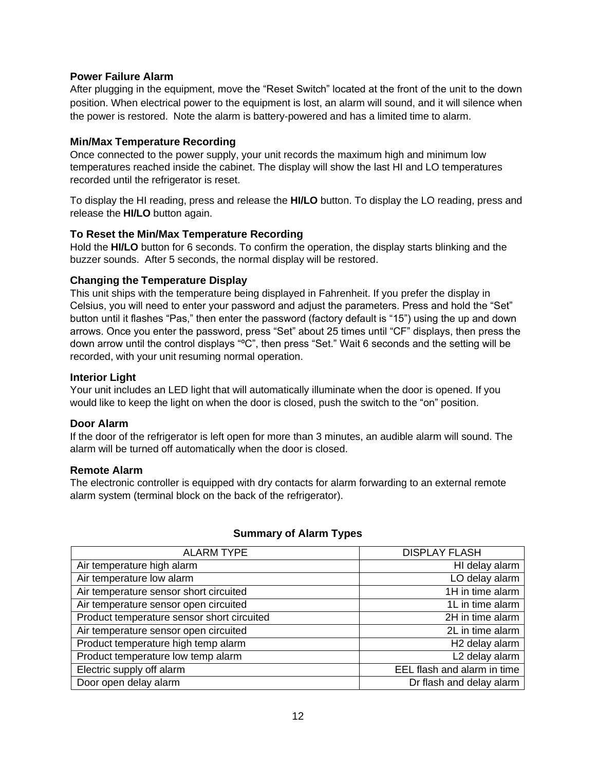### Power Failure Alarm

After plugging in the equipment, move the “Reset Switch” located at the front of the unit to the down position. When electrical power to the equipment is lost, an alarm will sound, and it will silence when the power is restored. Note the alarm is battery-powered and has a limited time to alarm.

### Min/Max Temperature Recording

Once connected to the power supply, your unit records the maximum high and minimum low temperatures reached inside the cabinet. The display will show the last HI and LO temperatures recorded until the refrigerator is reset.

To display the HI reading, press and release the **HI/LO** button. To display the LO reading, press and release the **HI/LO** button again.

### To Reset the Min/Max Temperature Recording

Hold the **HI/LO** button for 6 seconds. To confirm the operation, the display starts blinking and the buzzer sounds. After 5 seconds, the normal display will be restored.

### Changing the Temperature Display

This unit ships with the temperature being displayed in Fahrenheit. If you prefer the display in Celsius, you will need to enter your password and adjust the parameters. Press and hold the “Set” button until it flashes “Pas,” then enter the password (factory default is “15”) using the up and down arrows. Once you enter the password, press “Set” about 25 times until “CF” displays, then press the down arrow until the control displays “ºC”, then press “Set.” Wait 6 seconds and the setting will be recorded, with your unit resuming normal operation.

### Interior Light

Your unit includes an LED light that will automatically illuminate when the door is opened. If you would like to keep the light on when the door is closed, push the switch to the “on” position.

### Door Alarm

If the door of the refrigerator is left open for more than 3 minutes, an audible alarm will sound. The alarm will be turned off automatically when the door is closed.

### Remote Alarm

The electronic controller is equipped with dry contacts for alarm forwarding to an external remote alarm system (terminal block on the back of the refrigerator).

**Summary of Alarm Types**

| ALARM TYPE | DISPLAY FLASH |
|---|---:|
| Air temperature high alarm | HI delay alarm |
| Air temperature low alarm | LO delay alarm |
| Air temperature sensor short circuited | 1H in time alarm |
| Air temperature sensor open circuited | 1L in time alarm |
| Product temperature sensor short circuited | 2H in time alarm |
| Air temperature sensor open circuited | 2L in time alarm |
| Product temperature high temp alarm | H2 delay alarm |
| Product temperature low temp alarm | L2 delay alarm |
| Electric supply off alarm | EEL flash and alarm in time |
| Door open delay alarm | Dr flash and delay alarm |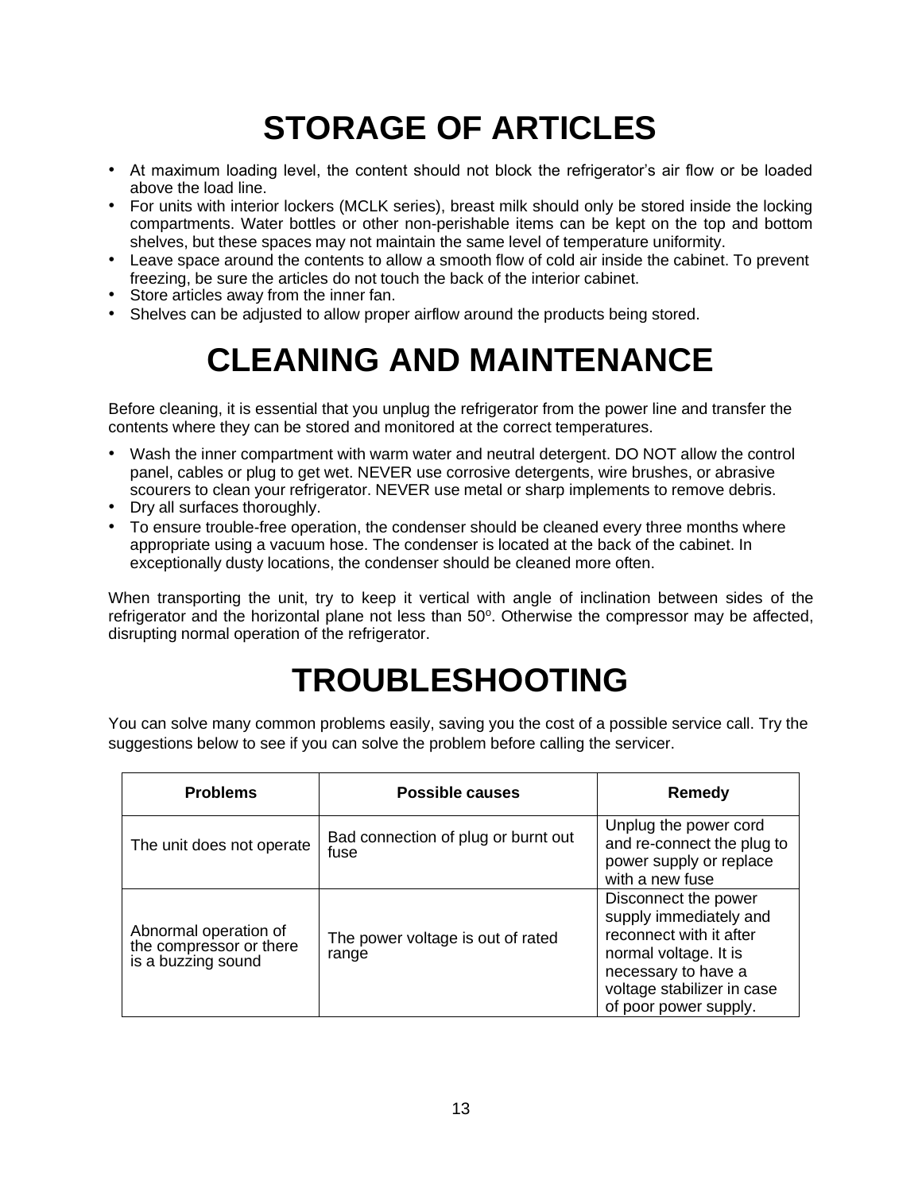# STORAGE OF ARTICLES

- At maximum loading level, the content should not block the refrigerator's air flow or be loaded above the load line.
- For units with interior lockers (MCLK series), breast milk should only be stored inside the locking compartments. Water bottles or other non-perishable items can be kept on the top and bottom shelves, but these spaces may not maintain the same level of temperature uniformity.
- Leave space around the contents to allow a smooth flow of cold air inside the cabinet. To prevent freezing, be sure the articles do not touch the back of the interior cabinet.
- Store articles away from the inner fan.
- Shelves can be adjusted to allow proper airflow around the products being stored.

# CLEANING AND MAINTENANCE

Before cleaning, it is essential that you unplug the refrigerator from the power line and transfer the contents where they can be stored and monitored at the correct temperatures.

- Wash the inner compartment with warm water and neutral detergent. DO NOT allow the control panel, cables or plug to get wet. NEVER use corrosive detergents, wire brushes, or abrasive scourers to clean your refrigerator. NEVER use metal or sharp implements to remove debris.
- Dry all surfaces thoroughly.
- To ensure trouble-free operation, the condenser should be cleaned every three months where appropriate using a vacuum hose. The condenser is located at the back of the cabinet. In exceptionally dusty locations, the condenser should be cleaned more often.

When transporting the unit, try to keep it vertical with angle of inclination between sides of the refrigerator and the horizontal plane not less than 50º. Otherwise the compressor may be affected, disrupting normal operation of the refrigerator.

# TROUBLESHOOTING

You can solve many common problems easily, saving you the cost of a possible service call. Try the suggestions below to see if you can solve the problem before calling the servicer.

| Problems | Possible causes | Remedy |
|---|---|---|
| The unit does not operate | Bad connection of plug or burnt out fuse | Unplug the power cord and re-connect the plug to power supply or replace with a new fuse |
| Abnormal operation of the compressor or there is a buzzing sound | The power voltage is out of rated range | Disconnect the power supply immediately and reconnect with it after normal voltage. It is necessary to have a voltage stabilizer in case of poor power supply. |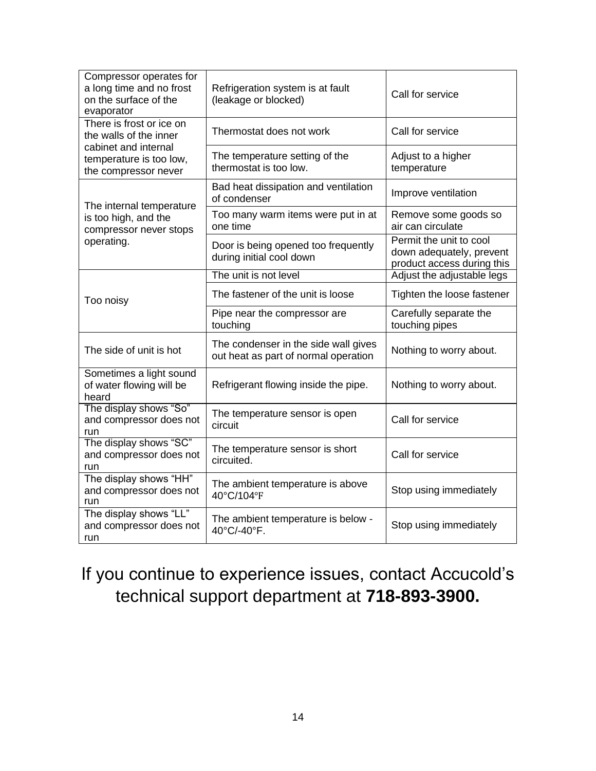| | | |
|---|---|---|
| Compressor operates for a long time and no frost on the surface of the evaporator | Refrigeration system is at fault (leakage or blocked) | Call for service |
| There is frost or ice on the walls of the inner cabinet and internal temperature is too low, the compressor never | Thermostat does not work | Call for service |
| | The temperature setting of the thermostat is too low. | Adjust to a higher temperature |
| The internal temperature is too high, and the compressor never stops operating. | Bad heat dissipation and ventilation of condenser | Improve ventilation |
| | Too many warm items were put in at one time | Remove some goods so air can circulate |
| | Door is being opened too frequently during initial cool down | Permit the unit to cool down adequately, prevent product access during this |
| Too noisy | The unit is not level | Adjust the adjustable legs |
| | The fastener of the unit is loose | Tighten the loose fastener |
| | Pipe near the compressor are touching | Carefully separate the touching pipes |
| The side of unit is hot | The condenser in the side wall gives out heat as part of normal operation | Nothing to worry about. |
| Sometimes a light sound of water flowing will be heard | Refrigerant flowing inside the pipe. | Nothing to worry about. |
| The display shows "So" and compressor does not run | The temperature sensor is open circuit | Call for service |
| The display shows "SC" and compressor does not run | The temperature sensor is short circuited. | Call for service |
| The display shows "HH" and compressor does not run | The ambient temperature is above 40°C/104℉ | Stop using immediately |
| The display shows "LL" and compressor does not run | The ambient temperature is below -40°C/-40°F. | Stop using immediately |

If you continue to experience issues, contact Accucold's technical support department at **718-893-3900.**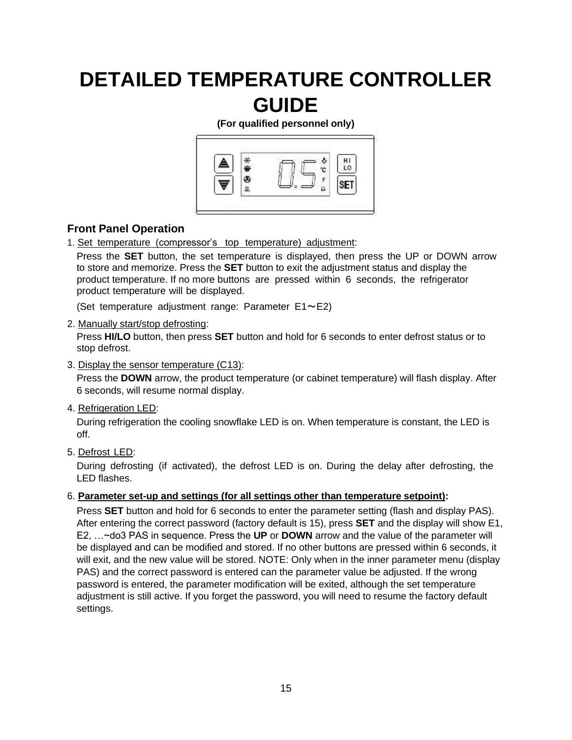# DETAILED TEMPERATURE CONTROLLER GUIDE

**(For qualified personnel only)**

## Front Panel Operation

1. Set temperature (compressor's top temperature) adjustment:

   Press the **SET** button, the set temperature is displayed, then press the UP or DOWN arrow to store and memorize. Press the **SET** button to exit the adjustment status and display the product temperature. If no more buttons are pressed within 6 seconds, the refrigerator product temperature will be displayed.

   (Set temperature adjustment range: Parameter E1～E2)

2. Manually start/stop defrosting:

   Press **HI/LO** button, then press **SET** button and hold for 6 seconds to enter defrost status or to stop defrost.

3. Display the sensor temperature (C13):

   Press the **DOWN** arrow, the product temperature (or cabinet temperature) will flash display. After 6 seconds, will resume normal display.

4. Refrigeration LED:

   During refrigeration the cooling snowflake LED is on. When temperature is constant, the LED is off.

5. Defrost LED:

   During defrosting (if activated), the defrost LED is on. During the delay after defrosting, the LED flashes.

6. **Parameter set-up and settings (for all settings other than temperature setpoint):**

   Press **SET** button and hold for 6 seconds to enter the parameter setting (flash and display PAS). After entering the correct password (factory default is 15), press **SET** and the display will show E1, E2, …~do3 PAS in sequence. Press the **UP** or **DOWN** arrow and the value of the parameter will be displayed and can be modified and stored. If no other buttons are pressed within 6 seconds, it will exit, and the new value will be stored. NOTE: Only when in the inner parameter menu (display PAS) and the correct password is entered can the parameter value be adjusted. If the wrong password is entered, the parameter modification will be exited, although the set temperature adjustment is still active. If you forget the password, you will need to resume the factory default settings.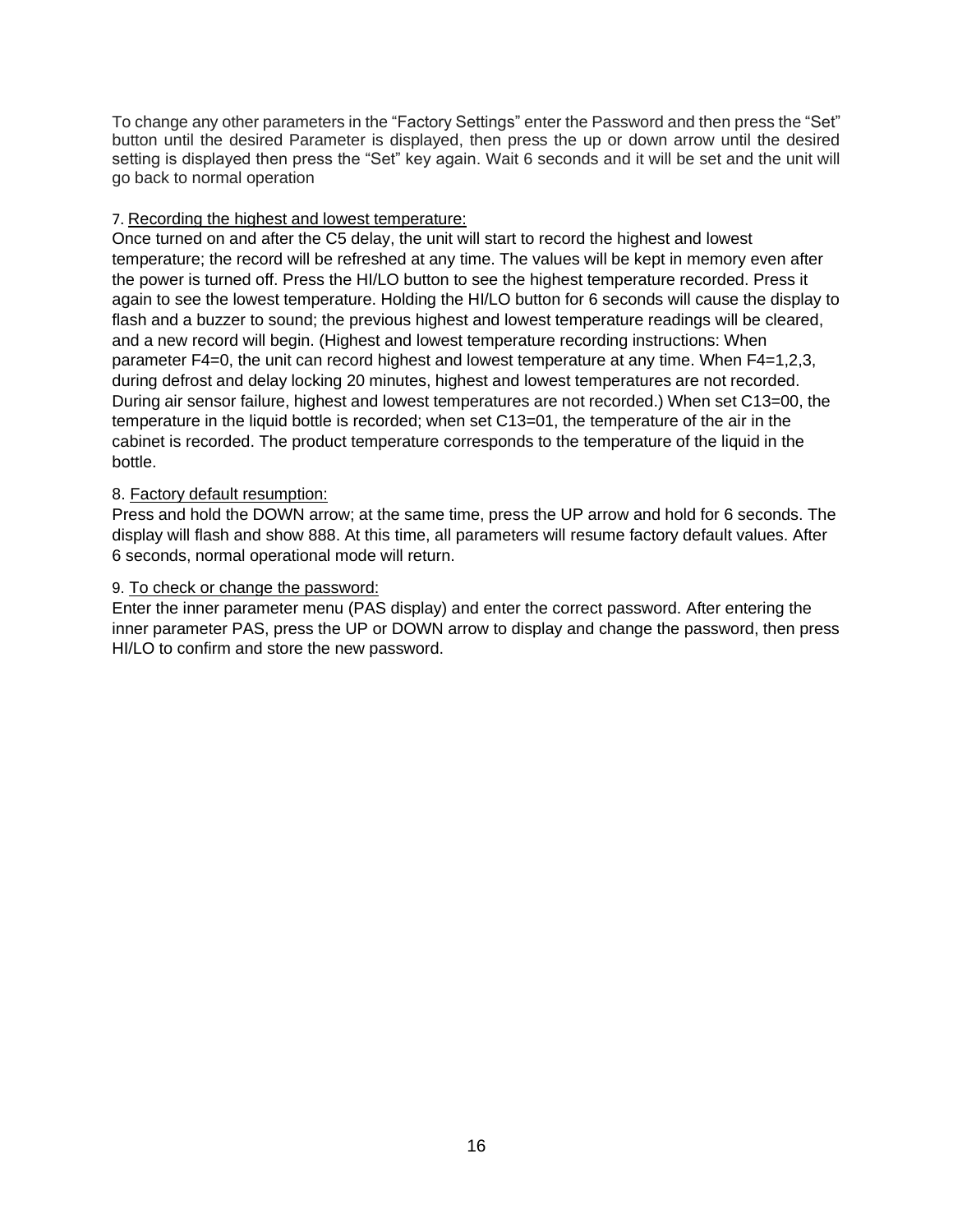To change any other parameters in the "Factory Settings" enter the Password and then press the "Set" button until the desired Parameter is displayed, then press the up or down arrow until the desired setting is displayed then press the "Set" key again. Wait 6 seconds and it will be set and the unit will go back to normal operation

7. <u>Recording the highest and lowest temperature:</u>

Once turned on and after the C5 delay, the unit will start to record the highest and lowest temperature; the record will be refreshed at any time. The values will be kept in memory even after the power is turned off. Press the HI/LO button to see the highest temperature recorded. Press it again to see the lowest temperature. Holding the HI/LO button for 6 seconds will cause the display to flash and a buzzer to sound; the previous highest and lowest temperature readings will be cleared, and a new record will begin. (Highest and lowest temperature recording instructions: When parameter F4=0, the unit can record highest and lowest temperature at any time. When F4=1,2,3, during defrost and delay locking 20 minutes, highest and lowest temperatures are not recorded. During air sensor failure, highest and lowest temperatures are not recorded.) When set C13=00, the temperature in the liquid bottle is recorded; when set C13=01, the temperature of the air in the cabinet is recorded. The product temperature corresponds to the temperature of the liquid in the bottle.

8. <u>Factory default resumption:</u>

Press and hold the DOWN arrow; at the same time, press the UP arrow and hold for 6 seconds. The display will flash and show 888. At this time, all parameters will resume factory default values. After 6 seconds, normal operational mode will return.

9. <u>To check or change the password:</u>

Enter the inner parameter menu (PAS display) and enter the correct password. After entering the inner parameter PAS, press the UP or DOWN arrow to display and change the password, then press HI/LO to confirm and store the new password.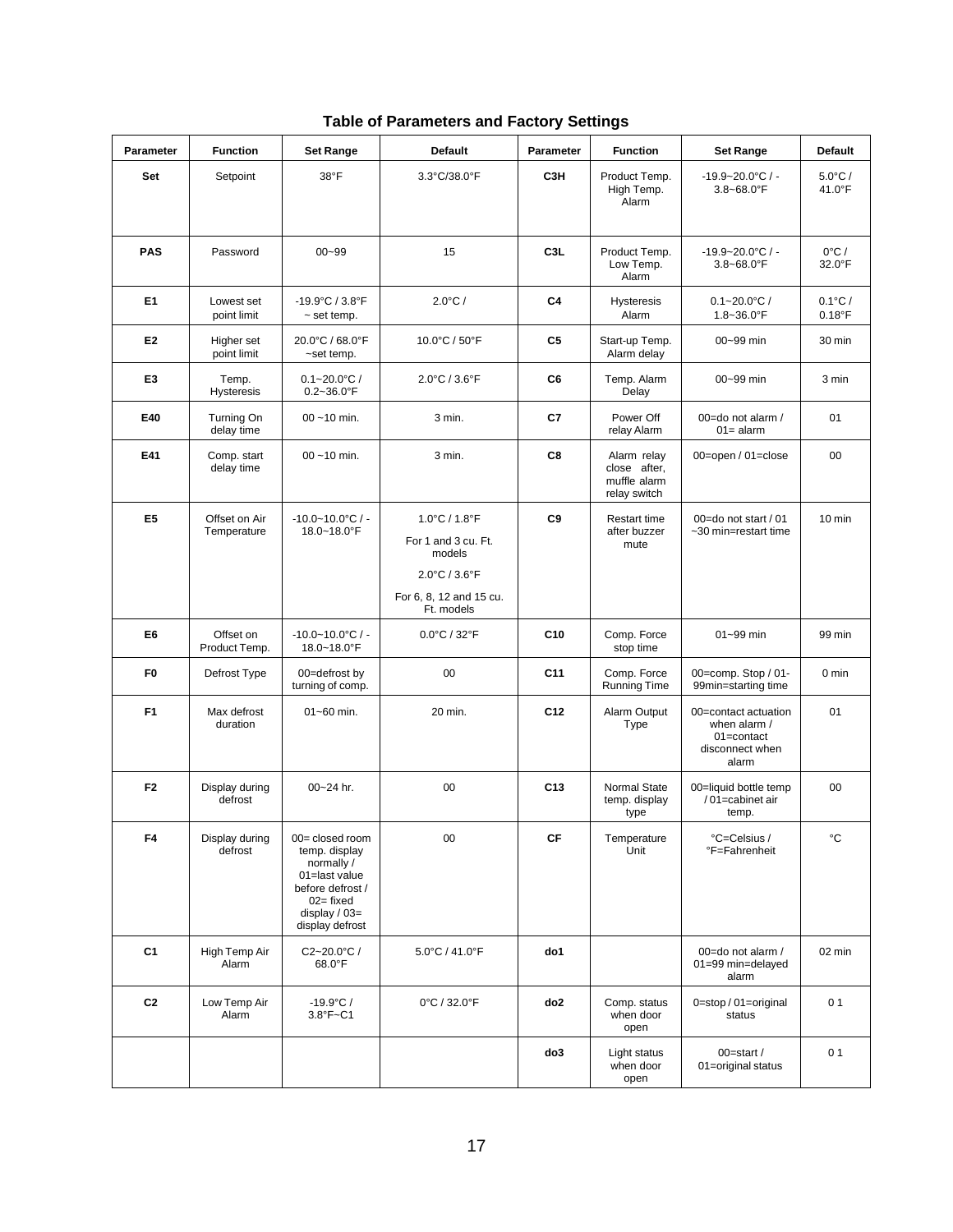**Table of Parameters and Factory Settings**

| Parameter | Function | Set Range | Default | Parameter | Function | Set Range | Default |
|---|---|---|---|---|---|---|---|
| **Set** | Setpoint | 38°F | 3.3°C/38.0°F | **C3H** | Product Temp. High Temp. Alarm | -19.9~20.0°C / -3.8~68.0°F | 5.0°C / 41.0°F |
| **PAS** | Password | 00~99 | 15 | **C3L** | Product Temp. Low Temp. Alarm | -19.9~20.0°C / -3.8~68.0°F | 0°C / 32.0°F |
| **E1** | Lowest set point limit | -19.9°C / 3.8°F ~ set temp. | 2.0°C / | **C4** | Hysteresis Alarm | 0.1~20.0°C / 1.8~36.0°F | 0.1°C / 0.18°F |
| **E2** | Higher set point limit | 20.0°C / 68.0°F ~set temp. | 10.0°C / 50°F | **C5** | Start-up Temp. Alarm delay | 00~99 min | 30 min |
| **E3** | Temp. Hysteresis | 0.1~20.0°C / 0.2~36.0°F | 2.0°C / 3.6°F | **C6** | Temp. Alarm Delay | 00~99 min | 3 min |
| **E40** | Turning On delay time | 00 ~10 min. | 3 min. | **C7** | Power Off relay Alarm | 00=do not alarm / 01= alarm | 01 |
| **E41** | Comp. start delay time | 00 ~10 min. | 3 min. | **C8** | Alarm relay close after, muffle alarm relay switch | 00=open / 01=close | 00 |
| **E5** | Offset on Air Temperature | -10.0~10.0°C / -18.0~18.0°F | 1.0°C / 1.8°F For 1 and 3 cu. Ft. models 2.0°C / 3.6°F For 6, 8, 12 and 15 cu. Ft. models | **C9** | Restart time after buzzer mute | 00=do not start / 01 ~30 min=restart time | 10 min |
| **E6** | Offset on Product Temp. | -10.0~10.0°C / -18.0~18.0°F | 0.0°C / 32°F | **C10** | Comp. Force stop time | 01~99 min | 99 min |
| **F0** | Defrost Type | 00=defrost by turning of comp. | 00 | **C11** | Comp. Force Running Time | 00=comp. Stop / 01-99min=starting time | 0 min |
| **F1** | Max defrost duration | 01~60 min. | 20 min. | **C12** | Alarm Output Type | 00=contact actuation when alarm / 01=contact disconnect when alarm | 01 |
| **F2** | Display during defrost | 00~24 hr. | 00 | **C13** | Normal State temp. display type | 00=liquid bottle temp / 01=cabinet air temp. | 00 |
| **F4** | Display during defrost | 00= closed room temp. display normally / 01=last value before defrost / 02= fixed display / 03= display defrost | 00 | **CF** | Temperature Unit | °C=Celsius / °F=Fahrenheit | °C |
| **C1** | High Temp Air Alarm | C2~20.0°C / 68.0°F | 5.0°C / 41.0°F | **do1** | | 00=do not alarm / 01=99 min=delayed alarm | 02 min |
| **C2** | Low Temp Air Alarm | -19.9°C / 3.8°F~C1 | 0°C / 32.0°F | **do2** | Comp. status when door open | 0=stop / 01=original status | 0 1 |
| | | | | **do3** | Light status when door open | 00=start / 01=original status | 0 1 |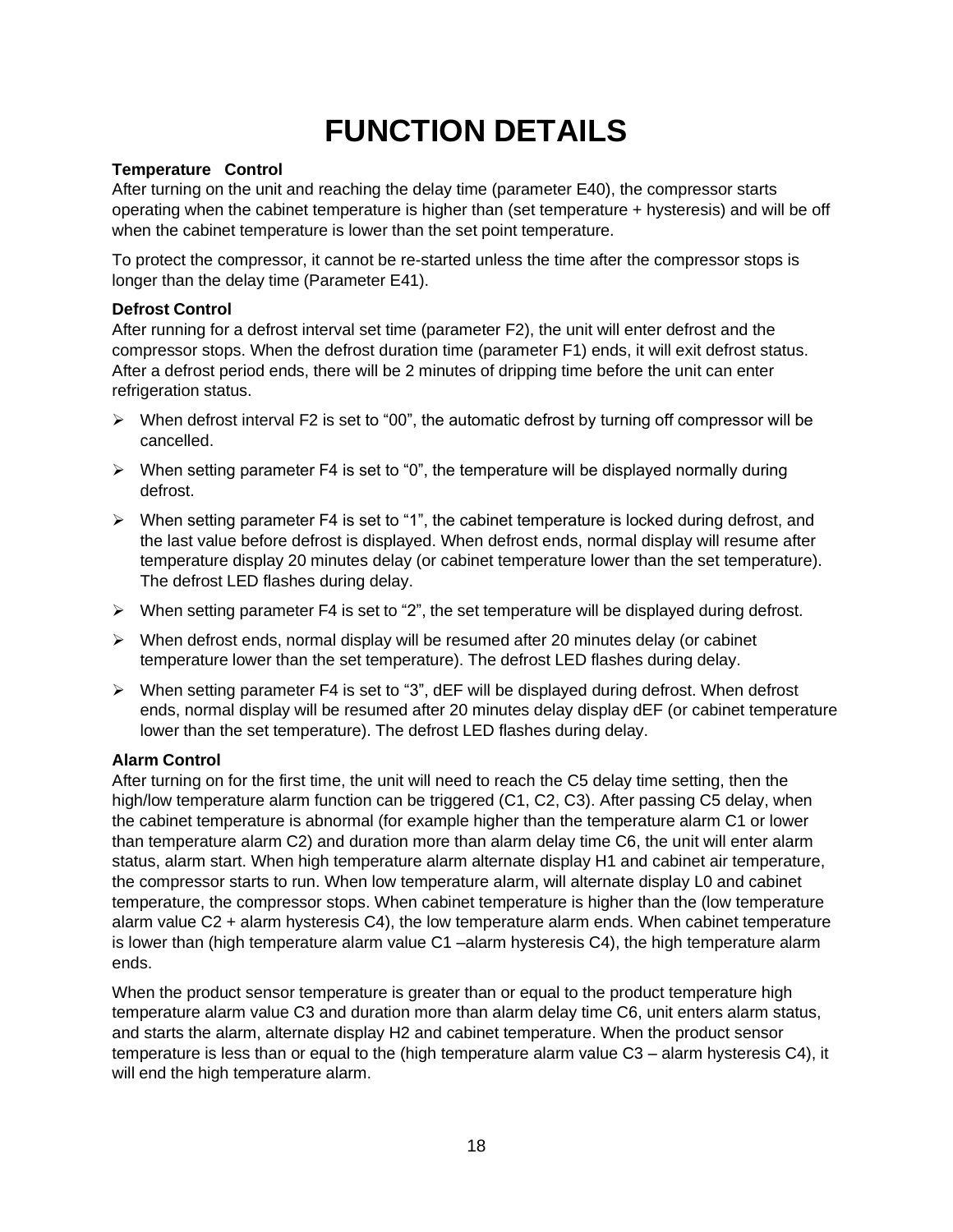# FUNCTION DETAILS

**Temperature Control**

After turning on the unit and reaching the delay time (parameter E40), the compressor starts operating when the cabinet temperature is higher than (set temperature + hysteresis) and will be off when the cabinet temperature is lower than the set point temperature.

To protect the compressor, it cannot be re-started unless the time after the compressor stops is longer than the delay time (Parameter E41).

**Defrost Control**

After running for a defrost interval set time (parameter F2), the unit will enter defrost and the compressor stops. When the defrost duration time (parameter F1) ends, it will exit defrost status. After a defrost period ends, there will be 2 minutes of dripping time before the unit can enter refrigeration status.

- When defrost interval F2 is set to "00", the automatic defrost by turning off compressor will be cancelled.
- When setting parameter F4 is set to "0", the temperature will be displayed normally during defrost.
- When setting parameter F4 is set to "1", the cabinet temperature is locked during defrost, and the last value before defrost is displayed. When defrost ends, normal display will resume after temperature display 20 minutes delay (or cabinet temperature lower than the set temperature). The defrost LED flashes during delay.
- When setting parameter F4 is set to "2", the set temperature will be displayed during defrost.
- When defrost ends, normal display will be resumed after 20 minutes delay (or cabinet temperature lower than the set temperature). The defrost LED flashes during delay.
- When setting parameter F4 is set to "3", dEF will be displayed during defrost. When defrost ends, normal display will be resumed after 20 minutes delay display dEF (or cabinet temperature lower than the set temperature). The defrost LED flashes during delay.

**Alarm Control**

After turning on for the first time, the unit will need to reach the C5 delay time setting, then the high/low temperature alarm function can be triggered (C1, C2, C3). After passing C5 delay, when the cabinet temperature is abnormal (for example higher than the temperature alarm C1 or lower than temperature alarm C2) and duration more than alarm delay time C6, the unit will enter alarm status, alarm start. When high temperature alarm alternate display H1 and cabinet air temperature, the compressor starts to run. When low temperature alarm, will alternate display L0 and cabinet temperature, the compressor stops. When cabinet temperature is higher than the (low temperature alarm value C2 + alarm hysteresis C4), the low temperature alarm ends. When cabinet temperature is lower than (high temperature alarm value C1 –alarm hysteresis C4), the high temperature alarm ends.

When the product sensor temperature is greater than or equal to the product temperature high temperature alarm value C3 and duration more than alarm delay time C6, unit enters alarm status, and starts the alarm, alternate display H2 and cabinet temperature. When the product sensor temperature is less than or equal to the (high temperature alarm value C3 – alarm hysteresis C4), it will end the high temperature alarm.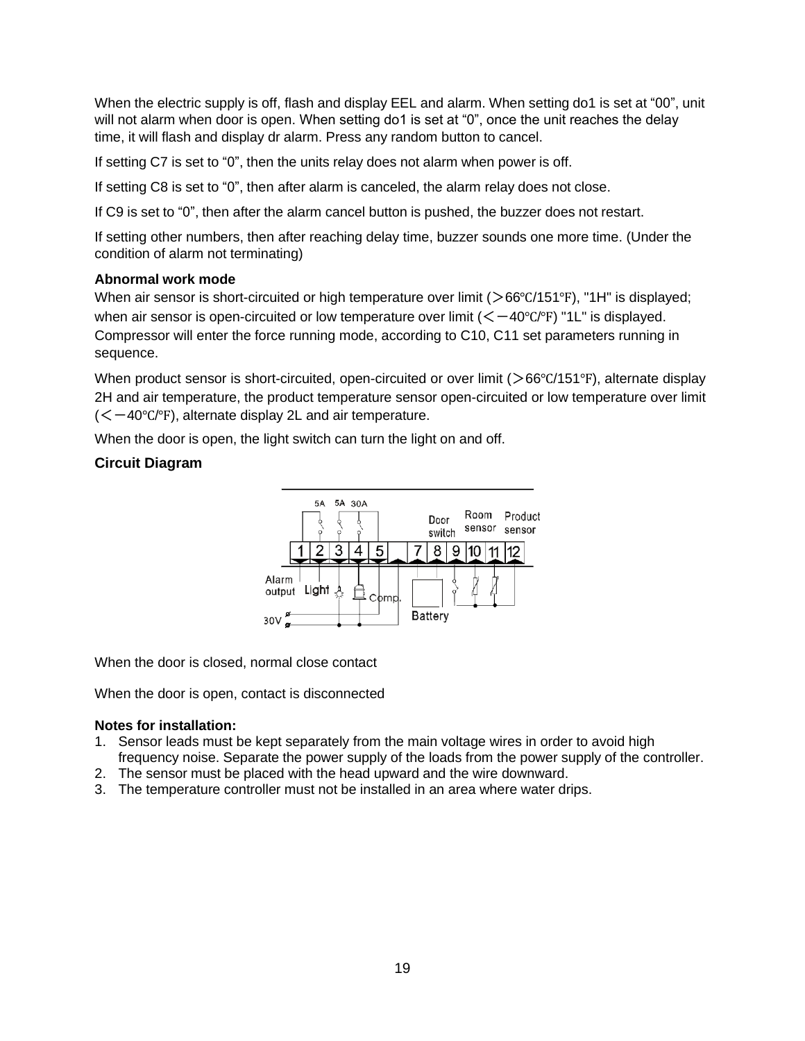When the electric supply is off, flash and display EEL and alarm. When setting do1 is set at “00”, unit will not alarm when door is open. When setting do1 is set at “0”, once the unit reaches the delay time, it will flash and display dr alarm. Press any random button to cancel.

If setting C7 is set to “0”, then the units relay does not alarm when power is off.

If setting C8 is set to “0”, then after alarm is canceled, the alarm relay does not close.

If C9 is set to “0”, then after the alarm cancel button is pushed, the buzzer does not restart.

If setting other numbers, then after reaching delay time, buzzer sounds one more time. (Under the condition of alarm not terminating)

**Abnormal work mode**

When air sensor is short-circuited or high temperature over limit (＞66℃/151℉), "1H" is displayed; when air sensor is open-circuited or low temperature over limit (＜－40℃/℉) "1L" is displayed. Compressor will enter the force running mode, according to C10, C11 set parameters running in sequence.

When product sensor is short-circuited, open-circuited or over limit (＞66℃/151℉), alternate display 2H and air temperature, the product temperature sensor open-circuited or low temperature over limit (＜－40℃/℉), alternate display 2L and air temperature.

When the door is open, the light switch can turn the light on and off.

**Circuit Diagram**

When the door is closed, normal close contact

When the door is open, contact is disconnected

**Notes for installation:**

1. Sensor leads must be kept separately from the main voltage wires in order to avoid high frequency noise. Separate the power supply of the loads from the power supply of the controller.
2. The sensor must be placed with the head upward and the wire downward.
3. The temperature controller must not be installed in an area where water drips.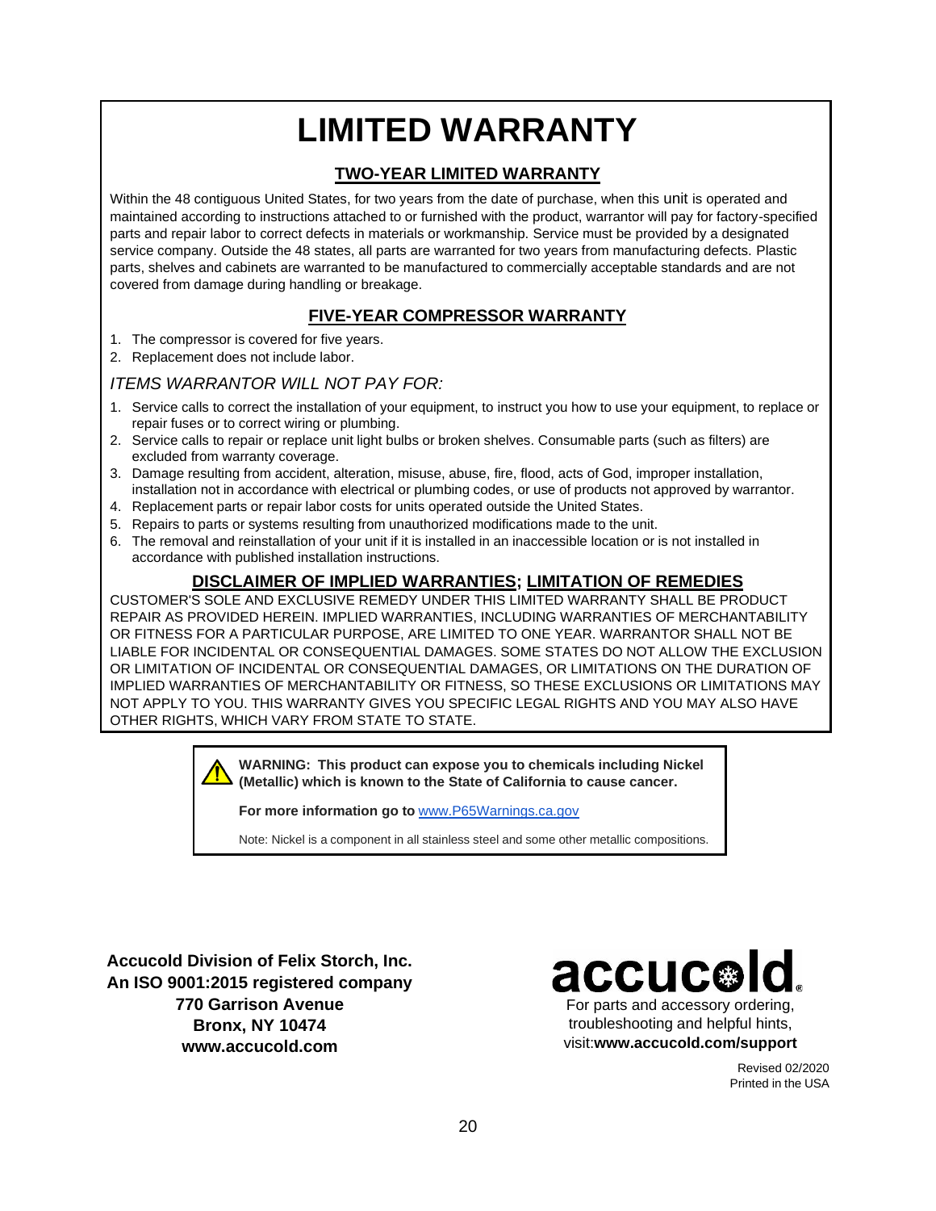# LIMITED WARRANTY

## TWO-YEAR LIMITED WARRANTY

Within the 48 contiguous United States, for two years from the date of purchase, when this unit is operated and maintained according to instructions attached to or furnished with the product, warrantor will pay for factory-specified parts and repair labor to correct defects in materials or workmanship. Service must be provided by a designated service company. Outside the 48 states, all parts are warranted for two years from manufacturing defects. Plastic parts, shelves and cabinets are warranted to be manufactured to commercially acceptable standards and are not covered from damage during handling or breakage.

## FIVE-YEAR COMPRESSOR WARRANTY

1. The compressor is covered for five years.
2. Replacement does not include labor.

*ITEMS WARRANTOR WILL NOT PAY FOR:*

1. Service calls to correct the installation of your equipment, to instruct you how to use your equipment, to replace or repair fuses or to correct wiring or plumbing.
2. Service calls to repair or replace unit light bulbs or broken shelves. Consumable parts (such as filters) are excluded from warranty coverage.
3. Damage resulting from accident, alteration, misuse, abuse, fire, flood, acts of God, improper installation, installation not in accordance with electrical or plumbing codes, or use of products not approved by warrantor.
4. Replacement parts or repair labor costs for units operated outside the United States.
5. Repairs to parts or systems resulting from unauthorized modifications made to the unit.
6. The removal and reinstallation of your unit if it is installed in an inaccessible location or is not installed in accordance with published installation instructions.

## DISCLAIMER OF IMPLIED WARRANTIES; LIMITATION OF REMEDIES

CUSTOMER'S SOLE AND EXCLUSIVE REMEDY UNDER THIS LIMITED WARRANTY SHALL BE PRODUCT REPAIR AS PROVIDED HEREIN. IMPLIED WARRANTIES, INCLUDING WARRANTIES OF MERCHANTABILITY OR FITNESS FOR A PARTICULAR PURPOSE, ARE LIMITED TO ONE YEAR. WARRANTOR SHALL NOT BE LIABLE FOR INCIDENTAL OR CONSEQUENTIAL DAMAGES. SOME STATES DO NOT ALLOW THE EXCLUSION OR LIMITATION OF INCIDENTAL OR CONSEQUENTIAL DAMAGES, OR LIMITATIONS ON THE DURATION OF IMPLIED WARRANTIES OF MERCHANTABILITY OR FITNESS, SO THESE EXCLUSIONS OR LIMITATIONS MAY NOT APPLY TO YOU. THIS WARRANTY GIVES YOU SPECIFIC LEGAL RIGHTS AND YOU MAY ALSO HAVE OTHER RIGHTS, WHICH VARY FROM STATE TO STATE.

**WARNING: This product can expose you to chemicals including Nickel (Metallic) which is known to the State of California to cause cancer.**

**For more information go to** www.P65Warnings.ca.gov

Note: Nickel is a component in all stainless steel and some other metallic compositions.

**Accucold Division of Felix Storch, Inc.**
**An ISO 9001:2015 registered company**
**770 Garrison Avenue**
**Bronx, NY 10474**
**www.accucold.com**

accucold®

For parts and accessory ordering, troubleshooting and helpful hints, visit:**www.accucold.com/support**

Revised 02/2020
Printed in the USA